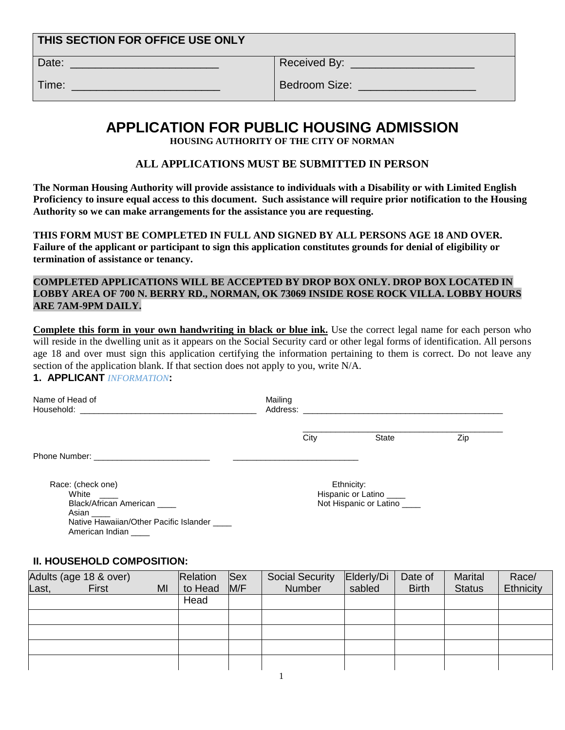| THIS SECTION FOR OFFICE USE ONLY | |
|---|---|
| Date: ______________________ | Received By: ____________________ |
| Time: ______________________ | Bedroom Size: ___________________ |

# APPLICATION FOR PUBLIC HOUSING ADMISSION

**HOUSING AUTHORITY OF THE CITY OF NORMAN**

**ALL APPLICATIONS MUST BE SUBMITTED IN PERSON**

**The Norman Housing Authority will provide assistance to individuals with a Disability or with Limited English Proficiency to insure equal access to this document. Such assistance will require prior notification to the Housing Authority so we can make arrangements for the assistance you are requesting.**

**THIS FORM MUST BE COMPLETED IN FULL AND SIGNED BY ALL PERSONS AGE 18 AND OVER. Failure of the applicant or participant to sign this application constitutes grounds for denial of eligibility or termination of assistance or tenancy.**

**COMPLETED APPLICATIONS WILL BE ACCEPTED BY DROP BOX ONLY. DROP BOX LOCATED IN LOBBY AREA OF 700 N. BERRY RD., NORMAN, OK 73069 INSIDE ROSE ROCK VILLA. LOBBY HOURS ARE 7AM-9PM DAILY.**

**Complete this form in your own handwriting in black or blue ink.** Use the correct legal name for each person who will reside in the dwelling unit as it appears on the Social Security card or other legal forms of identification. All persons age 18 and over must sign this application certifying the information pertaining to them is correct. Do not leave any section of the application blank. If that section does not apply to you, write N/A.

## 1. APPLICANT *INFORMATION*:

Name of Head of Household: ______________________________________

Mailing Address: ___________________________________________

___________________________________________
City State Zip

Phone Number: _________________________ ___________________________

Race: (check one)
- White ____
- Black/African American ____
- Asian ____
- Native Hawaiian/Other Pacific Islander ____
- American Indian ____

Ethnicity:
- Hispanic or Latino ____
- Not Hispanic or Latino ____

## II. HOUSEHOLD COMPOSITION:

| Adults (age 18 & over) Last, First MI | Relation to Head | Sex M/F | Social Security Number | Elderly/Disabled | Date of Birth | Marital Status | Race/ Ethnicity |
|---|---|---|---|---|---|---|---|
| | Head | | | | | | |
| | | | | | | | |
| | | | | | | | |
| | | | | | | | |
| | | | | | | | |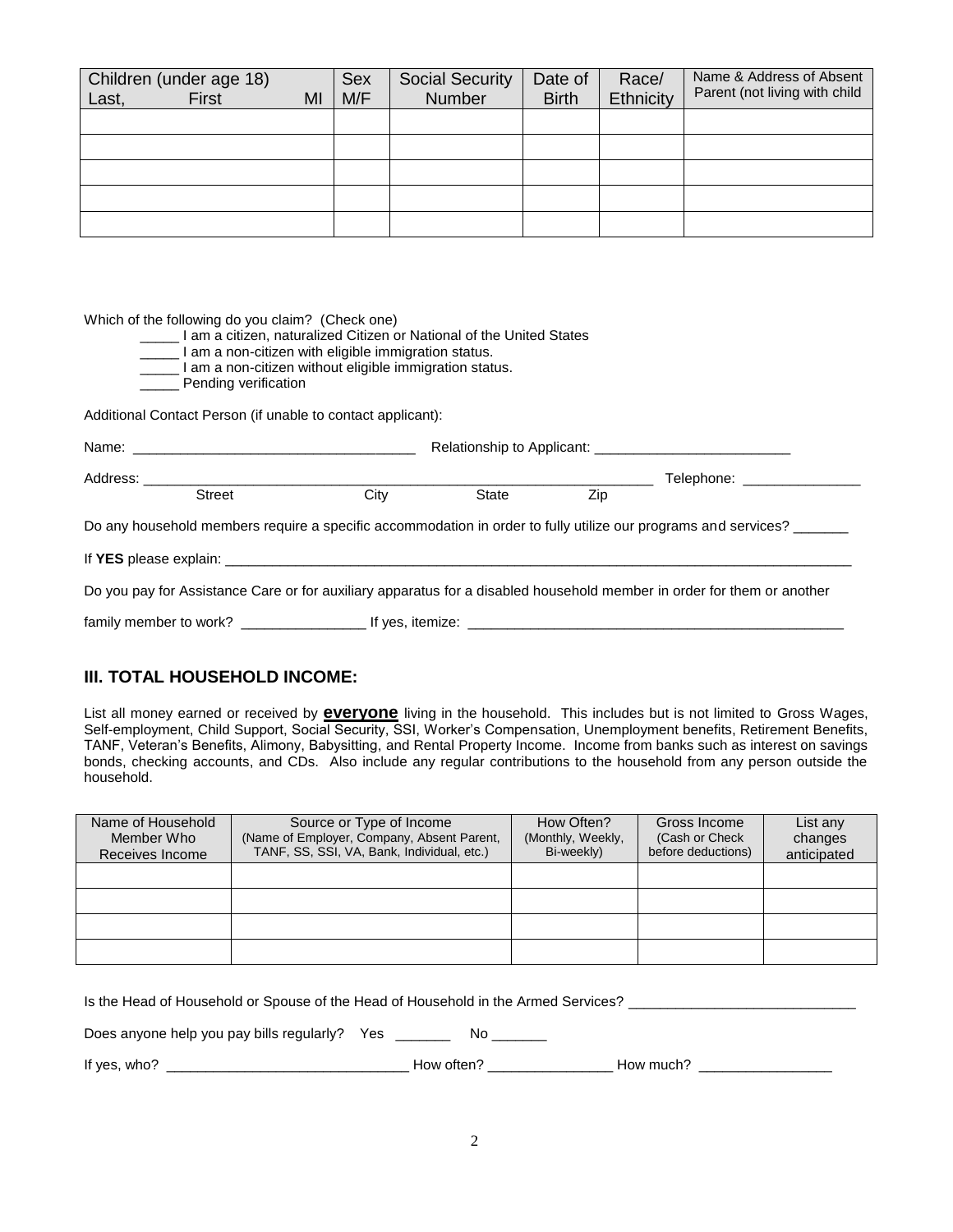| Children (under age 18) Last, First MI | Sex M/F | Social Security Number | Date of Birth | Race/ Ethnicity | Name & Address of Absent Parent (not living with child |
|---|---|---|---|---|---|
| | | | | | |
| | | | | | |
| | | | | | |
| | | | | | |
| | | | | | |

Which of the following do you claim? (Check one)

_____ I am a citizen, naturalized Citizen or National of the United States
_____ I am a non-citizen with eligible immigration status.
_____ I am a non-citizen without eligible immigration status.
_____ Pending verification

Additional Contact Person (if unable to contact applicant):

Name: ___________________________________ Relationship to Applicant: _________________________

Address: _________________________________________________________________ Telephone: _______________
Street City State Zip

Do any household members require a specific accommodation in order to fully utilize our programs and services? _______

If **YES** please explain: ____________________________________________________________________________________

Do you pay for Assistance Care or for auxiliary apparatus for a disabled household member in order for them or another

family member to work? ________________ If yes, itemize: __________________________________________________

## III. TOTAL HOUSEHOLD INCOME:

List all money earned or received by **everyone** living in the household. This includes but is not limited to Gross Wages, Self-employment, Child Support, Social Security, SSI, Worker's Compensation, Unemployment benefits, Retirement Benefits, TANF, Veteran's Benefits, Alimony, Babysitting, and Rental Property Income. Income from banks such as interest on savings bonds, checking accounts, and CDs. Also include any regular contributions to the household from any person outside the household.

| Name of Household Member Who Receives Income | Source or Type of Income (Name of Employer, Company, Absent Parent, TANF, SS, SSI, VA, Bank, Individual, etc.) | How Often? (Monthly, Weekly, Bi-weekly) | Gross Income (Cash or Check before deductions) | List any changes anticipated |
|---|---|---|---|---|
| | | | | |
| | | | | |
| | | | | |
| | | | | |

Is the Head of Household or Spouse of the Head of Household in the Armed Services? _____________________________

Does anyone help you pay bills regularly? Yes _______ No _______

If yes, who? _______________________________ How often? ________________ How much? _________________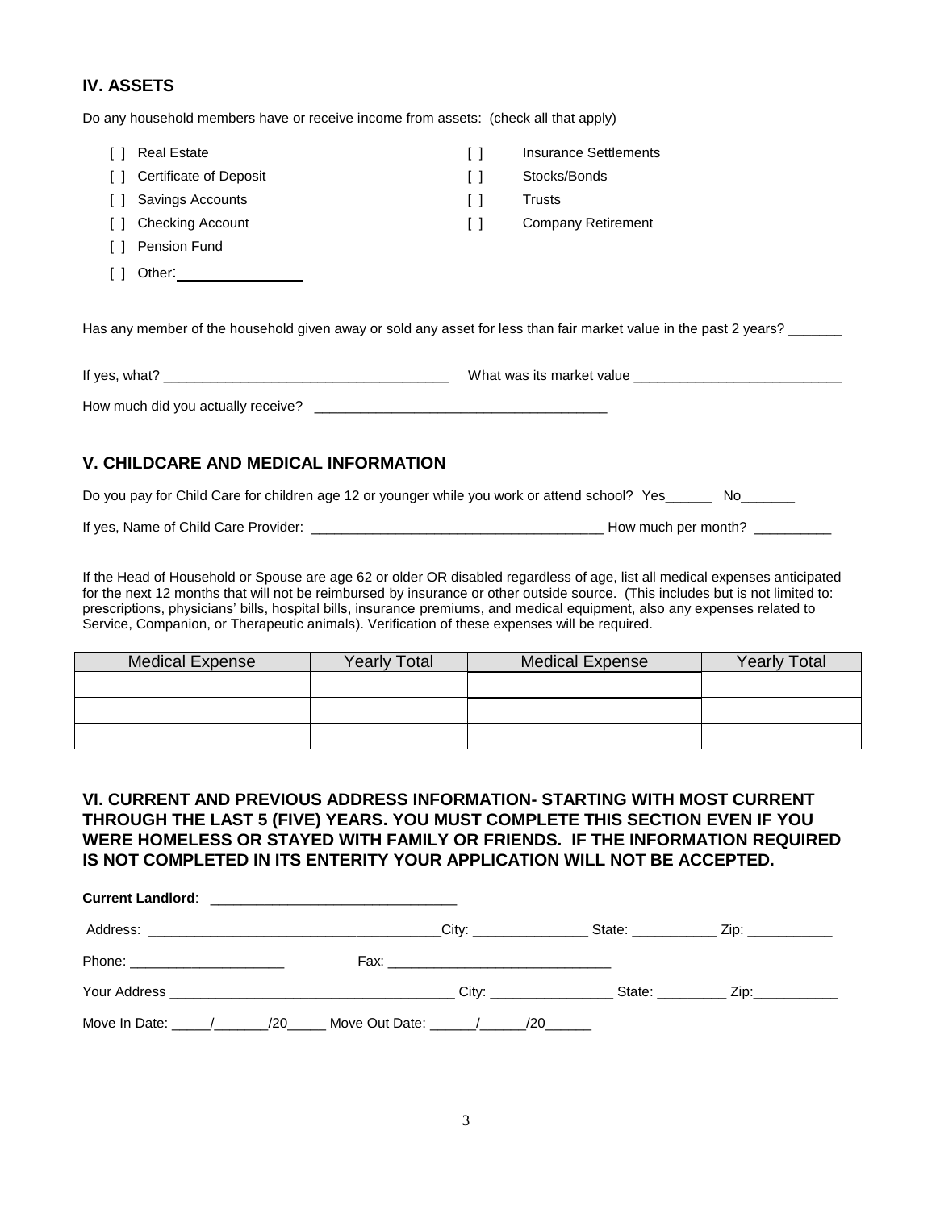## IV. ASSETS

Do any household members have or receive income from assets: (check all that apply)

- [ ] Real Estate
- [ ] Certificate of Deposit
- [ ] Savings Accounts
- [ ] Checking Account
- [ ] Pension Fund
- [ ] Other: ________________
- [ ] Insurance Settlements
- [ ] Stocks/Bonds
- [ ] Trusts
- [ ] Company Retirement

Has any member of the household given away or sold any asset for less than fair market value in the past 2 years? _______

If yes, what? _____________________________________ What was its market value ___________________________

How much did you actually receive? ______________________________________

## V. CHILDCARE AND MEDICAL INFORMATION

Do you pay for Child Care for children age 12 or younger while you work or attend school? Yes______ No_______

If yes, Name of Child Care Provider: ______________________________________ How much per month? __________

If the Head of Household or Spouse are age 62 or older OR disabled regardless of age, list all medical expenses anticipated for the next 12 months that will not be reimbursed by insurance or other outside source. (This includes but is not limited to: prescriptions, physicians' bills, hospital bills, insurance premiums, and medical equipment, also any expenses related to Service, Companion, or Therapeutic animals). Verification of these expenses will be required.

| Medical Expense | Yearly Total | Medical Expense | Yearly Total |
|---|---|---|---|
| | | | |
| | | | |
| | | | |

## VI. CURRENT AND PREVIOUS ADDRESS INFORMATION- STARTING WITH MOST CURRENT THROUGH THE LAST 5 (FIVE) YEARS. YOU MUST COMPLETE THIS SECTION EVEN IF YOU WERE HOMELESS OR STAYED WITH FAMILY OR FRIENDS. IF THE INFORMATION REQUIRED IS NOT COMPLETED IN ITS ENTERITY YOUR APPLICATION WILL NOT BE ACCEPTED.

**Current Landlord**: _______________________________

Address: ______________________________________City: _______________ State: ___________ Zip: ___________

Phone: ____________________ Fax: ______________________________

Your Address ______________________________________ City: ________________ State: _________ Zip:___________

Move In Date: _____/_______/20_____ Move Out Date: ______/______/20______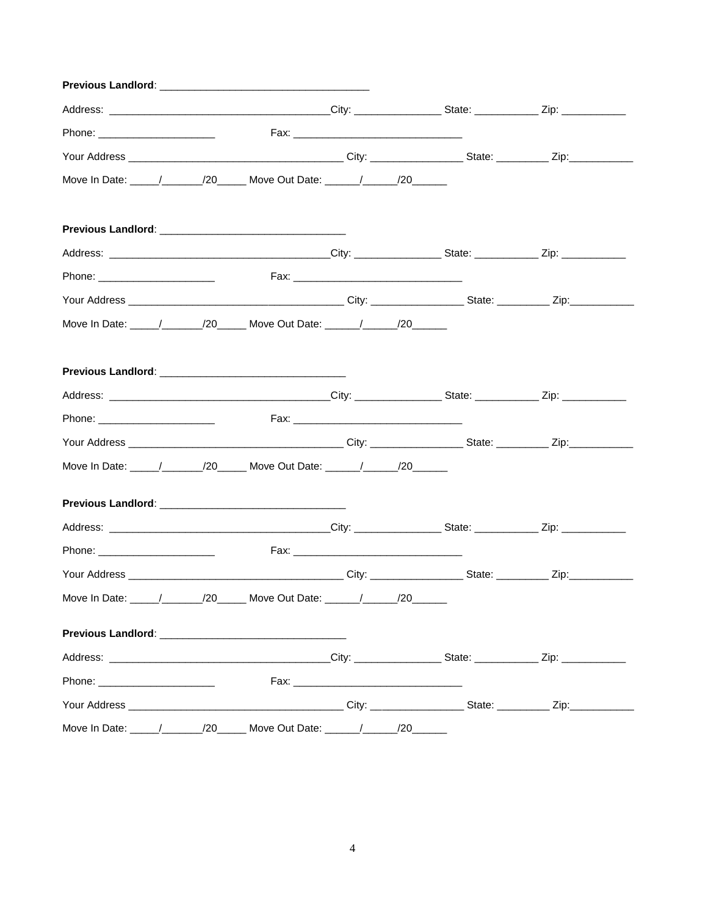**Previous Landlord**: ____________________________________

Address: ______________________________________City: _______________ State: ___________ Zip: ___________

Phone: ____________________          Fax: ______________________________

Your Address ______________________________________ City: ________________ State: _________ Zip:___________

Move In Date: _____/_______/20_____ Move Out Date: ______/______/20______

**Previous Landlord**: ________________________________

Address: ______________________________________City: _______________ State: ___________ Zip: ___________

Phone: ____________________          Fax: ______________________________

Your Address ______________________________________ City: ________________ State: _________ Zip:___________

Move In Date: _____/_______/20_____ Move Out Date: ______/______/20______

**Previous Landlord**: ________________________________

Address: ______________________________________City: _______________ State: ___________ Zip: ___________

Phone: ____________________          Fax: ______________________________

Your Address ______________________________________ City: ________________ State: _________ Zip:___________

Move In Date: _____/_______/20_____ Move Out Date: ______/______/20______

**Previous Landlord**: ________________________________

Address: ______________________________________City: _______________ State: ___________ Zip: ___________

Phone: ____________________          Fax: ______________________________

Your Address ______________________________________ City: ________________ State: _________ Zip:___________

Move In Date: _____/_______/20_____ Move Out Date: ______/______/20______

**Previous Landlord**: ________________________________

Address: ______________________________________City: _______________ State: ___________ Zip: ___________

Phone: ____________________          Fax: ______________________________

Your Address ______________________________________ City: ________________ State: _________ Zip:___________

Move In Date: _____/_______/20_____ Move Out Date: ______/______/20______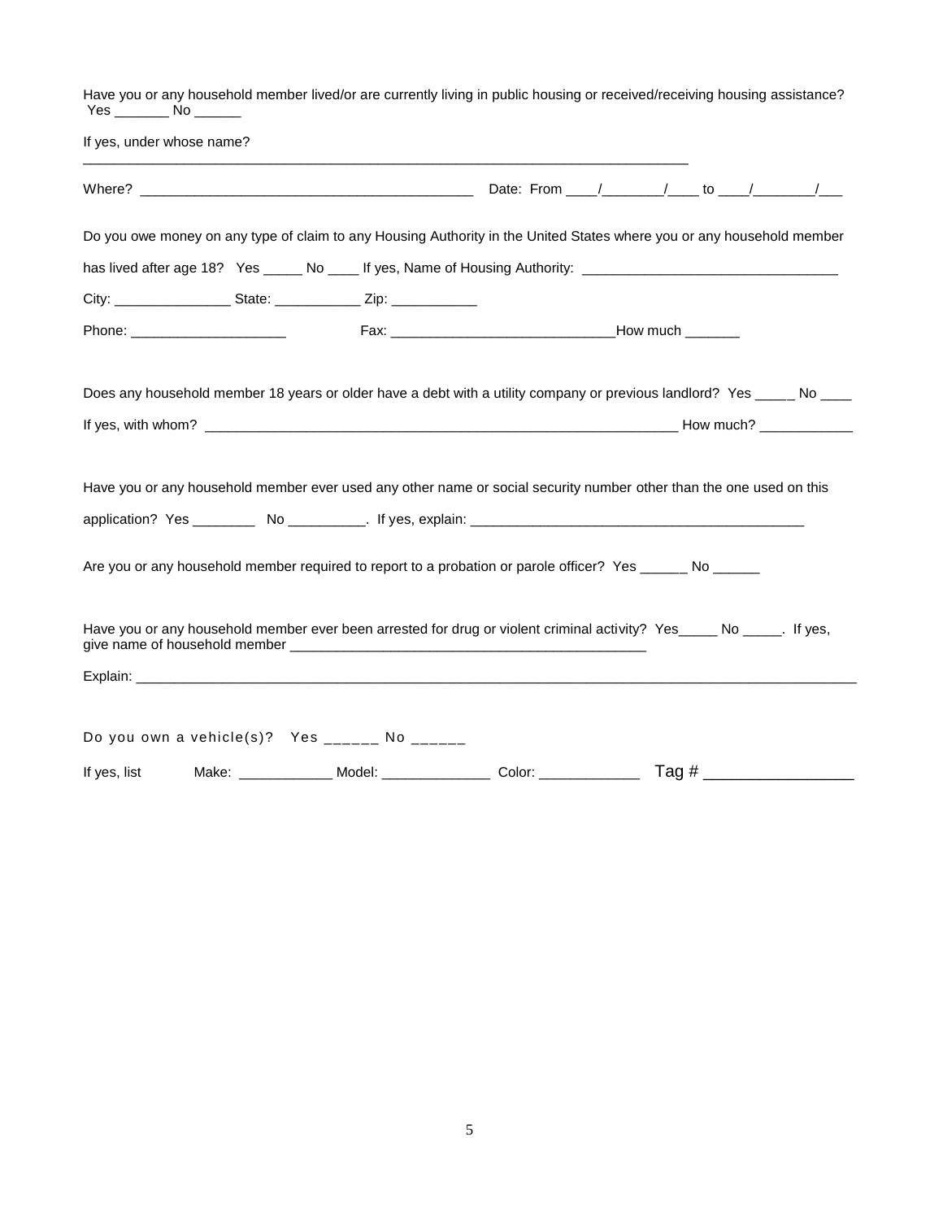Have you or any household member lived/or are currently living in public housing or received/receiving housing assistance? Yes _______ No ______

If yes, under whose name? ___________________________________________________________________________

Where? __________________________________________ Date: From ____/________/____ to ____/________/___

Do you owe money on any type of claim to any Housing Authority in the United States where you or any household member has lived after age 18? Yes _____ No ____ If yes, Name of Housing Authority: _________________________________

City: _______________ State: ___________ Zip: ___________

Phone: ____________________ Fax: ____________________________How much _______

Does any household member 18 years or older have a debt with a utility company or previous landlord? Yes _____ No ____

If yes, with whom? ____________________________________________________________ How much? ____________

Have you or any household member ever used any other name or social security number other than the one used on this application? Yes ________ No __________. If yes, explain: ___________________________________________

Are you or any household member required to report to a probation or parole officer? Yes ______ No ______

Have you or any household member ever been arrested for drug or violent criminal activity? Yes_____ No _____. If yes, give name of household member _______________________________________________

Explain: _____________________________________________________________________________________________

Do you own a vehicle(s)? Yes ______ No ______

If yes, list Make: ____________ Model: ______________ Color: _____________ Tag # _______________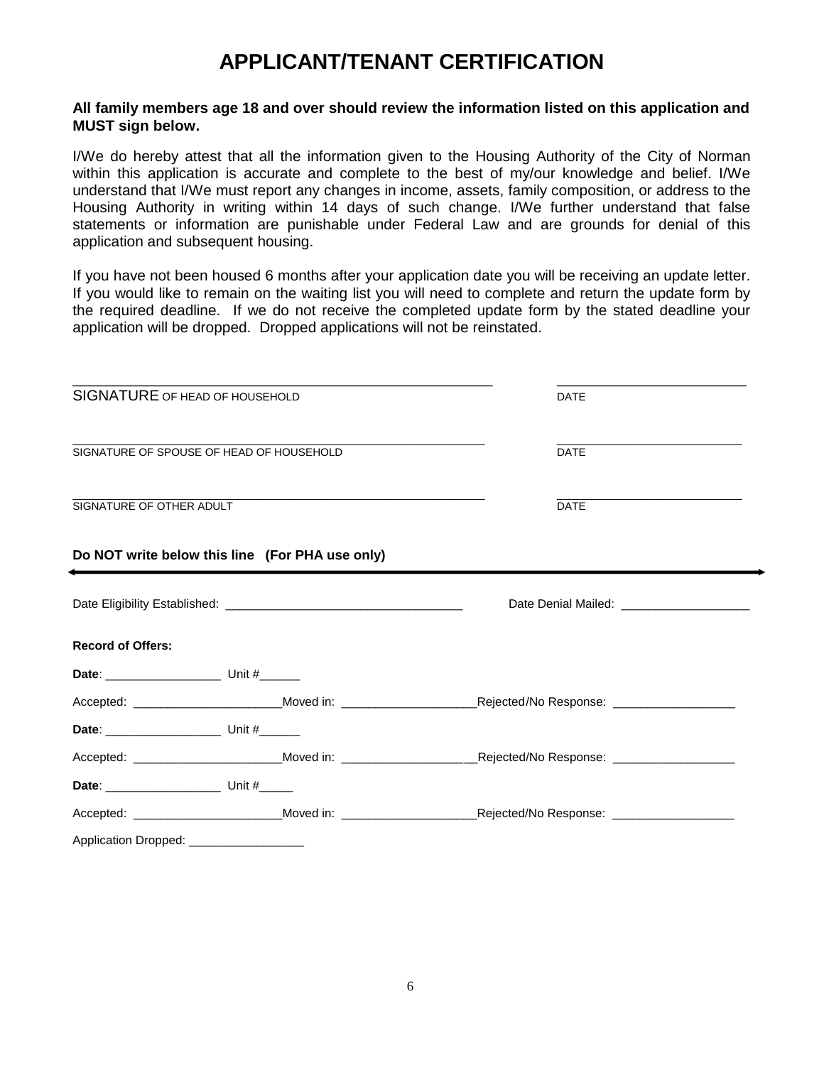# APPLICANT/TENANT CERTIFICATION

**All family members age 18 and over should review the information listed on this application and MUST sign below.**

I/We do hereby attest that all the information given to the Housing Authority of the City of Norman within this application is accurate and complete to the best of my/our knowledge and belief. I/We understand that I/We must report any changes in income, assets, family composition, or address to the Housing Authority in writing within 14 days of such change. I/We further understand that false statements or information are punishable under Federal Law and are grounds for denial of this application and subsequent housing.

If you have not been housed 6 months after your application date you will be receiving an update letter. If you would like to remain on the waiting list you will need to complete and return the update form by the required deadline. If we do not receive the completed update form by the stated deadline your application will be dropped. Dropped applications will not be reinstated.

_______________________________________________ ______________________

SIGNATURE OF HEAD OF HOUSEHOLD DATE

_______________________________________________ ______________________

SIGNATURE OF SPOUSE OF HEAD OF HOUSEHOLD DATE

_______________________________________________ ______________________

SIGNATURE OF OTHER ADULT DATE

**Do NOT write below this line (For PHA use only)**

---

Date Eligibility Established: ___________________________________ Date Denial Mailed: ___________________

**Record of Offers:**

**Date**: _________________ Unit #______

Accepted: ______________________Moved in: ____________________Rejected/No Response: __________________

**Date**: _________________ Unit #______

Accepted: ______________________Moved in: ____________________Rejected/No Response: __________________

**Date**: _________________ Unit #_____

Accepted: ______________________Moved in: ____________________Rejected/No Response: __________________

Application Dropped: _________________